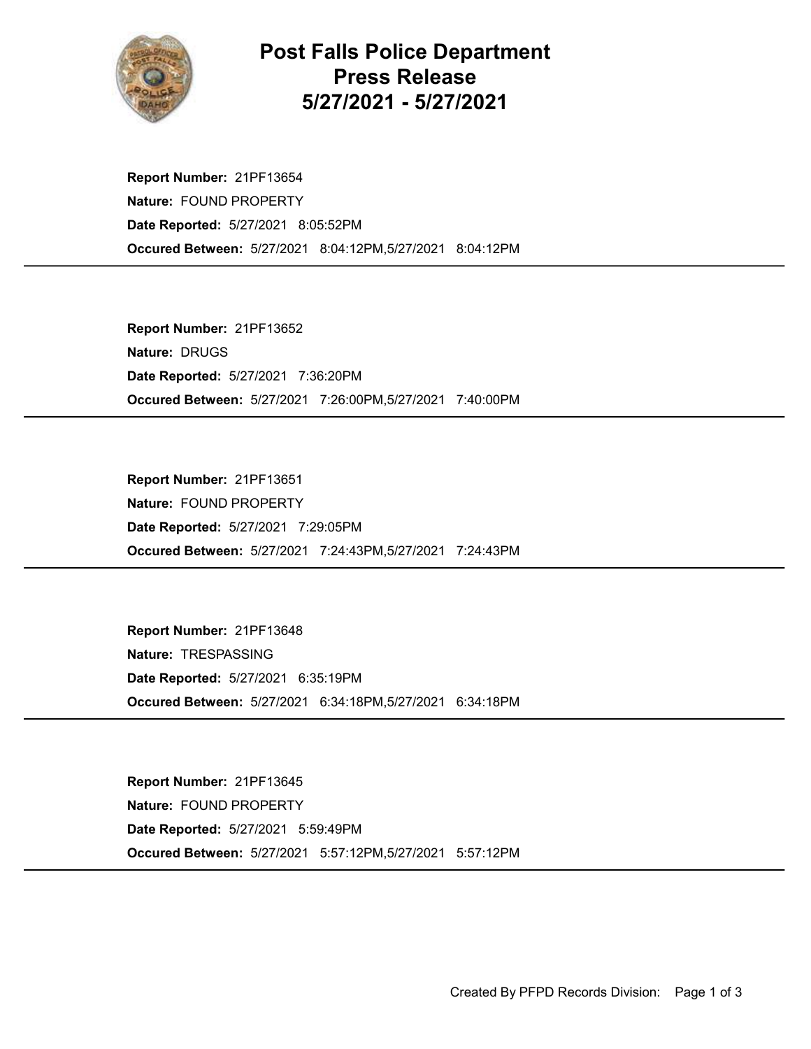# Post Falls Police Department Press Release 5/27/2021 - 5/27/2021

**Report Number:** 21PF13654
**Nature:** FOUND PROPERTY
**Date Reported:** 5/27/2021 8:05:52PM
**Occured Between:** 5/27/2021 8:04:12PM,5/27/2021 8:04:12PM

---

**Report Number:** 21PF13652
**Nature:** DRUGS
**Date Reported:** 5/27/2021 7:36:20PM
**Occured Between:** 5/27/2021 7:26:00PM,5/27/2021 7:40:00PM

---

**Report Number:** 21PF13651
**Nature:** FOUND PROPERTY
**Date Reported:** 5/27/2021 7:29:05PM
**Occured Between:** 5/27/2021 7:24:43PM,5/27/2021 7:24:43PM

---

**Report Number:** 21PF13648
**Nature:** TRESPASSING
**Date Reported:** 5/27/2021 6:35:19PM
**Occured Between:** 5/27/2021 6:34:18PM,5/27/2021 6:34:18PM

---

**Report Number:** 21PF13645
**Nature:** FOUND PROPERTY
**Date Reported:** 5/27/2021 5:59:49PM
**Occured Between:** 5/27/2021 5:57:12PM,5/27/2021 5:57:12PM

---

Created By PFPD Records Division: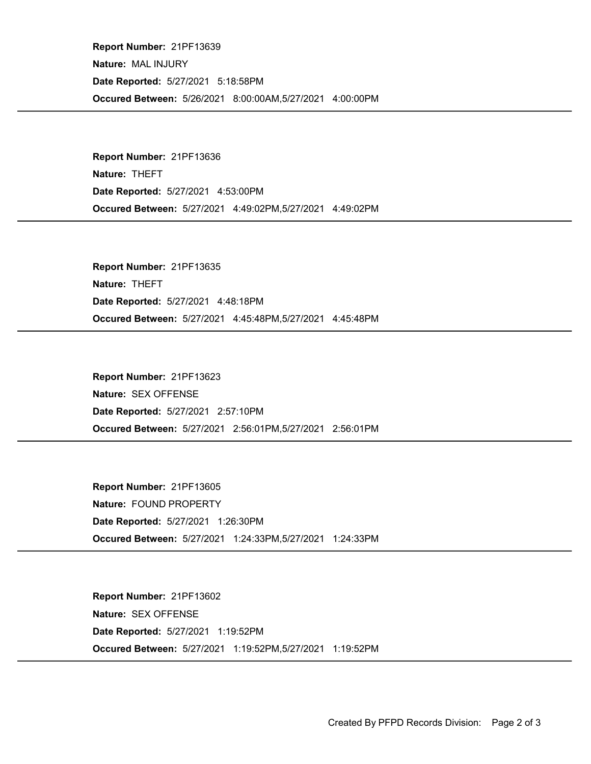**Report Number:** 21PF13639
**Nature:** MAL INJURY
**Date Reported:** 5/27/2021 5:18:58PM
**Occured Between:** 5/26/2021 8:00:00AM,5/27/2021 4:00:00PM

---

**Report Number:** 21PF13636
**Nature:** THEFT
**Date Reported:** 5/27/2021 4:53:00PM
**Occured Between:** 5/27/2021 4:49:02PM,5/27/2021 4:49:02PM

---

**Report Number:** 21PF13635
**Nature:** THEFT
**Date Reported:** 5/27/2021 4:48:18PM
**Occured Between:** 5/27/2021 4:45:48PM,5/27/2021 4:45:48PM

---

**Report Number:** 21PF13623
**Nature:** SEX OFFENSE
**Date Reported:** 5/27/2021 2:57:10PM
**Occured Between:** 5/27/2021 2:56:01PM,5/27/2021 2:56:01PM

---

**Report Number:** 21PF13605
**Nature:** FOUND PROPERTY
**Date Reported:** 5/27/2021 1:26:30PM
**Occured Between:** 5/27/2021 1:24:33PM,5/27/2021 1:24:33PM

---

**Report Number:** 21PF13602
**Nature:** SEX OFFENSE
**Date Reported:** 5/27/2021 1:19:52PM
**Occured Between:** 5/27/2021 1:19:52PM,5/27/2021 1:19:52PM

---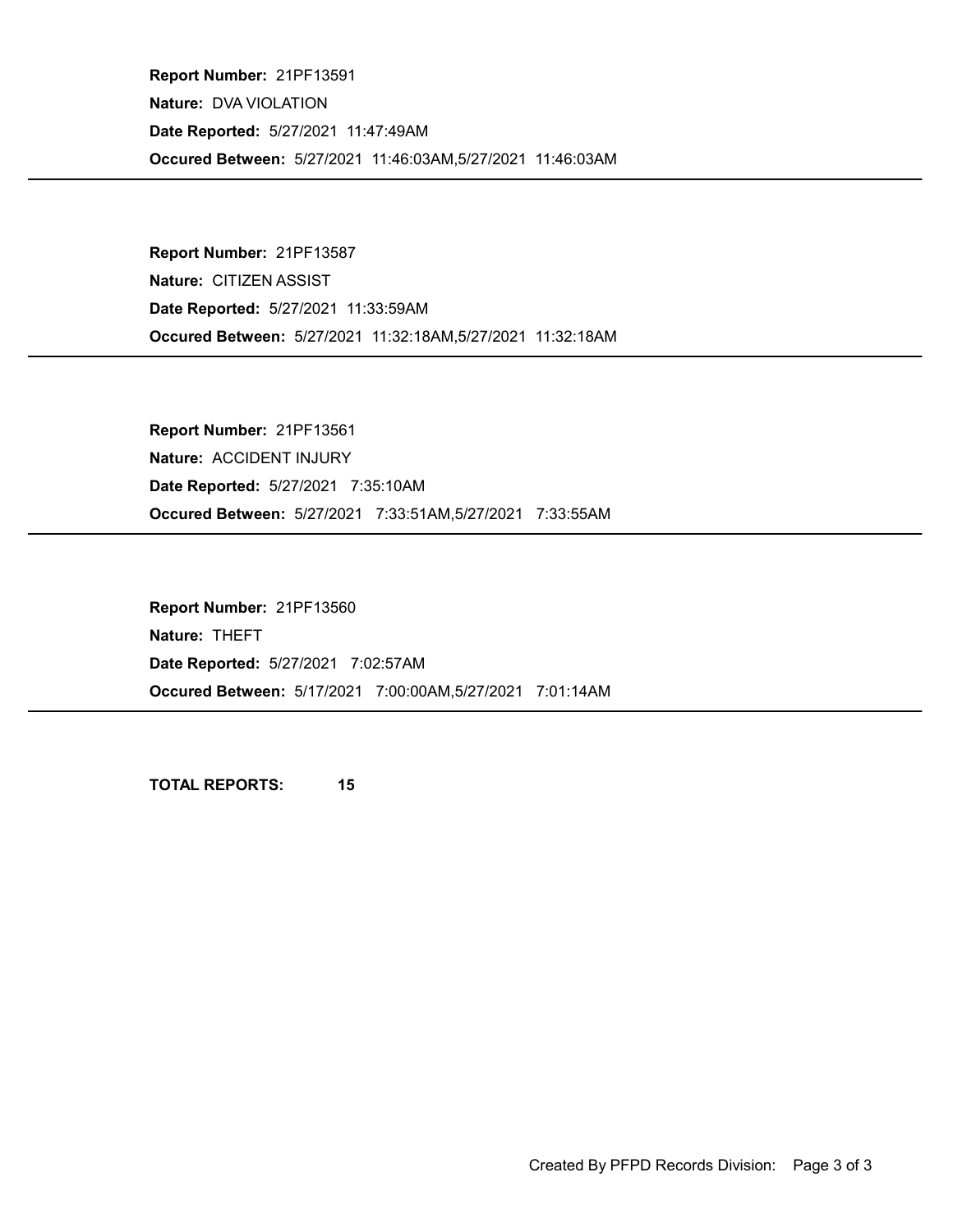**Report Number:** 21PF13591

**Nature:** DVA VIOLATION

**Date Reported:** 5/27/2021 11:47:49AM

**Occured Between:** 5/27/2021 11:46:03AM,5/27/2021 11:46:03AM

---

**Report Number:** 21PF13587

**Nature:** CITIZEN ASSIST

**Date Reported:** 5/27/2021 11:33:59AM

**Occured Between:** 5/27/2021 11:32:18AM,5/27/2021 11:32:18AM

---

**Report Number:** 21PF13561

**Nature:** ACCIDENT INJURY

**Date Reported:** 5/27/2021 7:35:10AM

**Occured Between:** 5/27/2021 7:33:51AM,5/27/2021 7:33:55AM

---

**Report Number:** 21PF13560

**Nature:** THEFT

**Date Reported:** 5/27/2021 7:02:57AM

**Occured Between:** 5/17/2021 7:00:00AM,5/27/2021 7:01:14AM

---

**TOTAL REPORTS:** **15**

Created By PFPD Records Division: